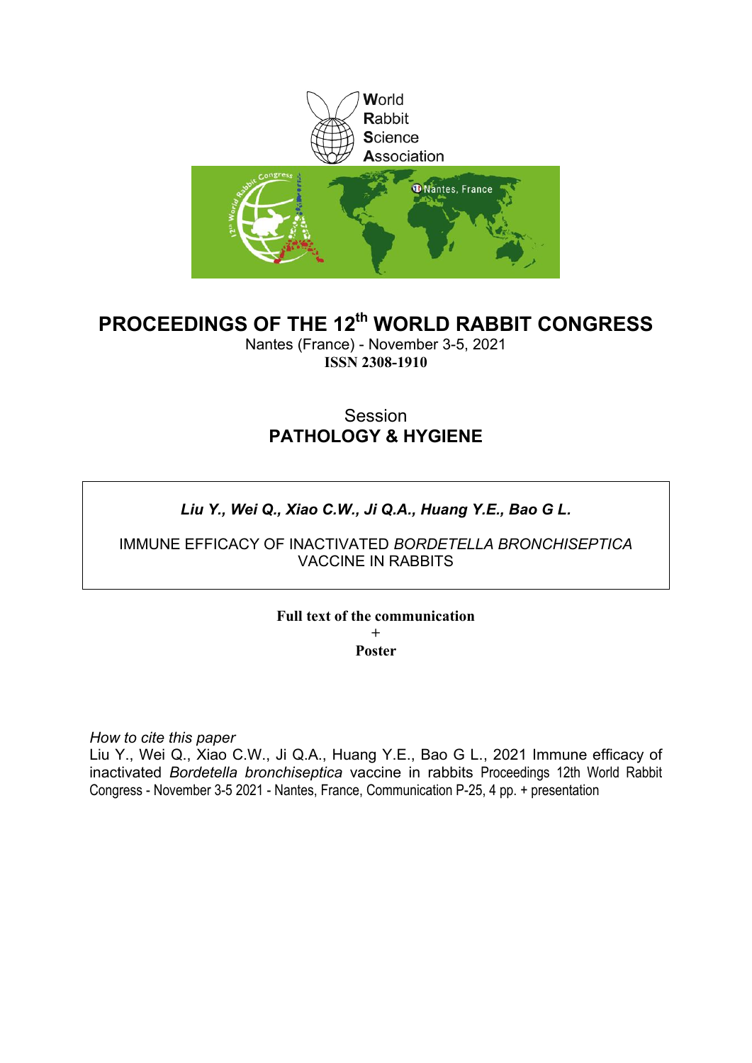World
Rabbit
Science
Association

# PROCEEDINGS OF THE 12th WORLD RABBIT CONGRESS

Nantes (France) - November 3-5, 2021
**ISSN 2308-1910**

Session
**PATHOLOGY & HYGIENE**

***Liu Y., Wei Q., Xiao C.W., Ji Q.A., Huang Y.E., Bao G L.***

IMMUNE EFFICACY OF INACTIVATED *BORDETELLA BRONCHISEPTICA* VACCINE IN RABBITS

**Full text of the communication**
**+**
**Poster**

*How to cite this paper*
Liu Y., Wei Q., Xiao C.W., Ji Q.A., Huang Y.E., Bao G L., 2021 Immune efficacy of inactivated *Bordetella bronchiseptica* vaccine in rabbits Proceedings 12th World Rabbit Congress - November 3-5 2021 - Nantes, France, Communication P-25, 4 pp. + presentation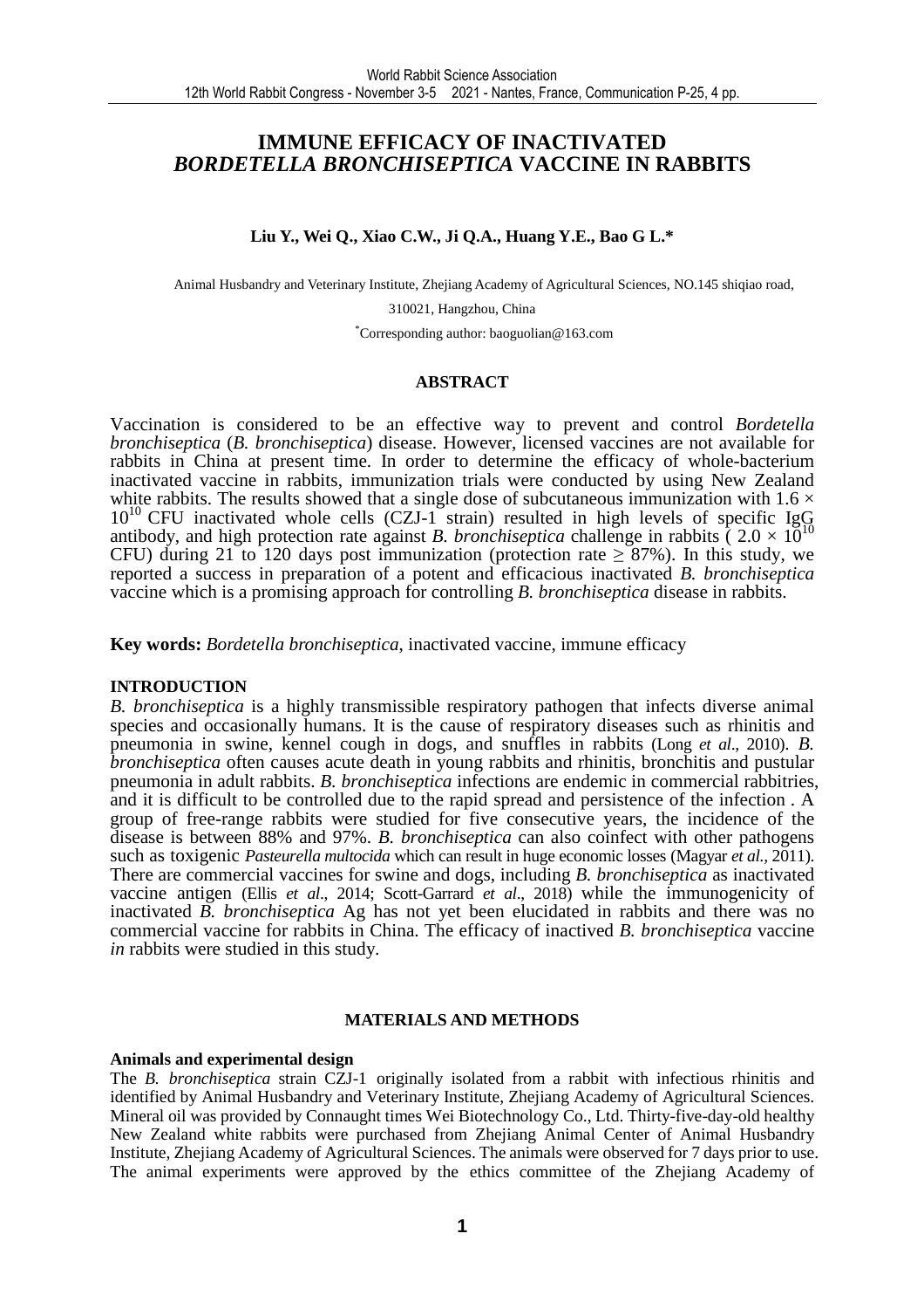# IMMUNE EFFICACY OF INACTIVATED *BORDETELLA BRONCHISEPTICA* VACCINE IN RABBITS

**Liu Y., Wei Q., Xiao C.W., Ji Q.A., Huang Y.E., Bao G L.***

Animal Husbandry and Veterinary Institute, Zhejiang Academy of Agricultural Sciences, NO.145 shiqiao road, 310021, Hangzhou, China

*Corresponding author: baoguolian@163.com

## ABSTRACT

Vaccination is considered to be an effective way to prevent and control *Bordetella bronchiseptica* (*B. bronchiseptica*) disease. However, licensed vaccines are not available for rabbits in China at present time. In order to determine the efficacy of whole-bacterium inactivated vaccine in rabbits, immunization trials were conducted by using New Zealand white rabbits. The results showed that a single dose of subcutaneous immunization with $1.6 \times 10^{10}$ CFU inactivated whole cells (CZJ-1 strain) resulted in high levels of specific IgG antibody, and high protection rate against *B. bronchiseptica* challenge in rabbits ( $2.0 \times 10^{10}$ CFU) during 21 to 120 days post immunization (protection rate $\geq$ 87%). In this study, we reported a success in preparation of a potent and efficacious inactivated *B. bronchiseptica* vaccine which is a promising approach for controlling *B. bronchiseptica* disease in rabbits.

**Key words:** *Bordetella bronchiseptica*, inactivated vaccine, immune efficacy

## INTRODUCTION

*B. bronchiseptica* is a highly transmissible respiratory pathogen that infects diverse animal species and occasionally humans. It is the cause of respiratory diseases such as rhinitis and pneumonia in swine, kennel cough in dogs, and snuffles in rabbits (Long *et al*., 2010). *B. bronchiseptica* often causes acute death in young rabbits and rhinitis, bronchitis and pustular pneumonia in adult rabbits. *B. bronchiseptica* infections are endemic in commercial rabbitries, and it is difficult to be controlled due to the rapid spread and persistence of the infection . A group of free-range rabbits were studied for five consecutive years, the incidence of the disease is between 88% and 97%. *B. bronchiseptica* can also coinfect with other pathogens such as toxigenic *Pasteurella multocida* which can result in huge economic losses (Magyar *et al.,* 2011). There are commercial vaccines for swine and dogs, including *B. bronchiseptica* as inactivated vaccine antigen (Ellis *et al*., 2014; Scott-Garrard *et al*., 2018) while the immunogenicity of inactivated *B. bronchiseptica* Ag has not yet been elucidated in rabbits and there was no commercial vaccine for rabbits in China. The efficacy of inactived *B. bronchiseptica* vaccine *in* rabbits were studied in this study.

## MATERIALS AND METHODS

### Animals and experimental design

The *B. bronchiseptica* strain CZJ-1 originally isolated from a rabbit with infectious rhinitis and identified by Animal Husbandry and Veterinary Institute, Zhejiang Academy of Agricultural Sciences. Mineral oil was provided by Connaught times Wei Biotechnology Co., Ltd. Thirty-five-day-old healthy New Zealand white rabbits were purchased from Zhejiang Animal Center of Animal Husbandry Institute, Zhejiang Academy of Agricultural Sciences. The animals were observed for 7 days prior to use. The animal experiments were approved by the ethics committee of the Zhejiang Academy of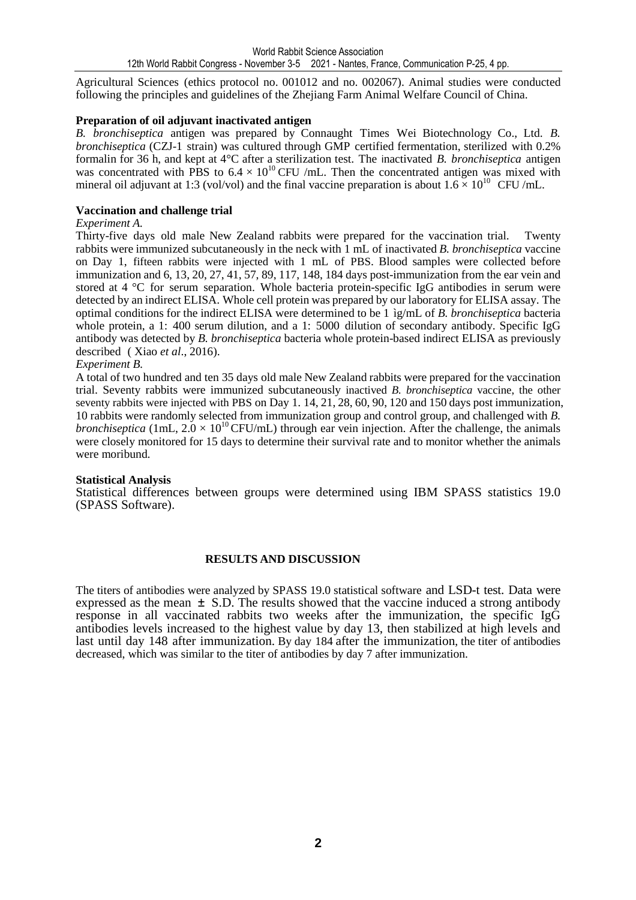Agricultural Sciences (ethics protocol no. 001012 and no. 002067). Animal studies were conducted following the principles and guidelines of the Zhejiang Farm Animal Welfare Council of China.

**Preparation of oil adjuvant inactivated antigen**

*B. bronchiseptica* antigen was prepared by Connaught Times Wei Biotechnology Co., Ltd. *B. bronchiseptica* (CZJ-1 strain) was cultured through GMP certified fermentation, sterilized with 0.2% formalin for 36 h, and kept at 4°C after a sterilization test. The inactivated *B. bronchiseptica* antigen was concentrated with PBS to $6.4 \times 10^{10}$ CFU /mL. Then the concentrated antigen was mixed with mineral oil adjuvant at 1:3 (vol/vol) and the final vaccine preparation is about $1.6 \times 10^{10}$ CFU /mL.

**Vaccination and challenge trial**

*Experiment A.*

Thirty-five days old male New Zealand rabbits were prepared for the vaccination trial. Twenty rabbits were immunized subcutaneously in the neck with 1 mL of inactivated *B. bronchiseptica* vaccine on Day 1, fifteen rabbits were injected with 1 mL of PBS. Blood samples were collected before immunization and 6, 13, 20, 27, 41, 57, 89, 117, 148, 184 days post-immunization from the ear vein and stored at 4 °C for serum separation. Whole bacteria protein-specific IgG antibodies in serum were detected by an indirect ELISA. Whole cell protein was prepared by our laboratory for ELISA assay. The optimal conditions for the indirect ELISA were determined to be 1 ìg/mL of *B. bronchiseptica* bacteria whole protein, a 1: 400 serum dilution, and a 1: 5000 dilution of secondary antibody. Specific IgG antibody was detected by *B. bronchiseptica* bacteria whole protein-based indirect ELISA as previously described ( Xiao *et al*., 2016).

*Experiment B.*

A total of two hundred and ten 35 days old male New Zealand rabbits were prepared for the vaccination trial. Seventy rabbits were immunized subcutaneously inactived *B. bronchiseptica* vaccine, the other seventy rabbits were injected with PBS on Day 1. 14, 21, 28, 60, 90, 120 and 150 days post immunization, 10 rabbits were randomly selected from immunization group and control group, and challenged with *B. bronchiseptica* (1mL, $2.0 \times 10^{10}$ CFU/mL) through ear vein injection. After the challenge, the animals were closely monitored for 15 days to determine their survival rate and to monitor whether the animals were moribund.

**Statistical Analysis**

Statistical differences between groups were determined using IBM SPASS statistics 19.0 (SPASS Software).

## RESULTS AND DISCUSSION

The titers of antibodies were analyzed by SPASS 19.0 statistical software and LSD-t test. Data were expressed as the mean ± S.D. The results showed that the vaccine induced a strong antibody response in all vaccinated rabbits two weeks after the immunization, the specific IgG antibodies levels increased to the highest value by day 13, then stabilized at high levels and last until day 148 after immunization. By day 184 after the immunization, the titer of antibodies decreased, which was similar to the titer of antibodies by day 7 after immunization.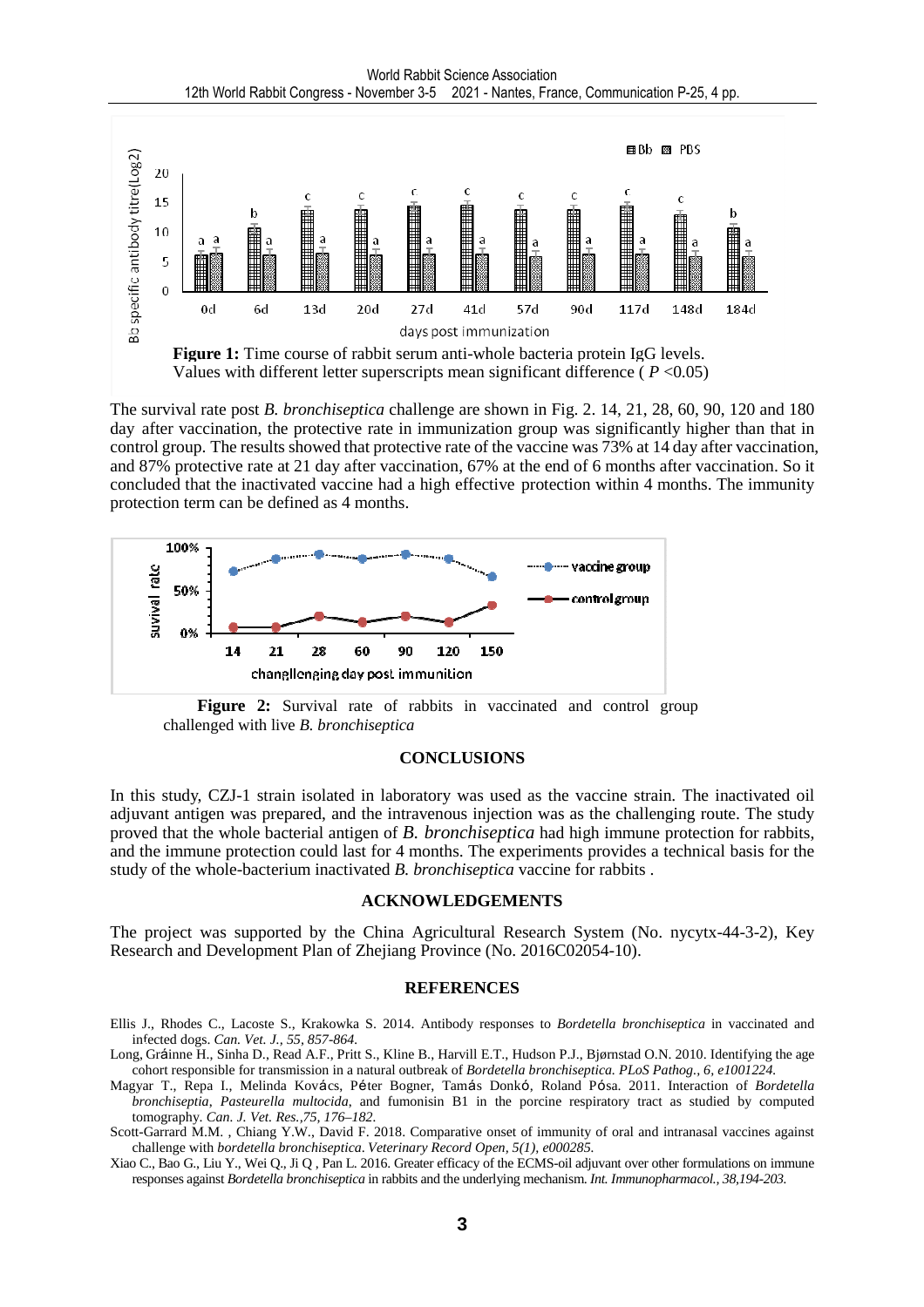**Figure 1:** Time course of rabbit serum anti-whole bacteria protein IgG levels. Values with different letter superscripts mean significant difference ( $P$ <0.05)

The survival rate post *B. bronchiseptica* challenge are shown in Fig. 2. 14, 21, 28, 60, 90, 120 and 180 day after vaccination, the protective rate in immunization group was significantly higher than that in control group. The results showed that protective rate of the vaccine was 73% at 14 day after vaccination, and 87% protective rate at 21 day after vaccination, 67% at the end of 6 months after vaccination. So it concluded that the inactivated vaccine had a high effective protection within 4 months. The immunity protection term can be defined as 4 months.

**Figure 2:** Survival rate of rabbits in vaccinated and control group challenged with live *B. bronchiseptica*

## CONCLUSIONS

In this study, CZJ-1 strain isolated in laboratory was used as the vaccine strain. The inactivated oil adjuvant antigen was prepared, and the intravenous injection was as the challenging route. The study proved that the whole bacterial antigen of *B. bronchiseptica* had high immune protection for rabbits, and the immune protection could last for 4 months. The experiments provides a technical basis for the study of the whole-bacterium inactivated *B. bronchiseptica* vaccine for rabbits .

## ACKNOWLEDGEMENTS

The project was supported by the China Agricultural Research System (No. nycytx-44-3-2), Key Research and Development Plan of Zhejiang Province (No. 2016C02054-10).

## REFERENCES

Ellis J., Rhodes C., Lacoste S., Krakowka S. 2014. Antibody responses to *Bordetella bronchiseptica* in vaccinated and infected dogs. *Can. Vet. J., 55, 857-864.*

Long, Gráinne H., Sinha D., Read A.F., Pritt S., Kline B., Harvill E.T., Hudson P.J., Bjørnstad O.N. 2010. Identifying the age cohort responsible for transmission in a natural outbreak of *Bordetella bronchiseptica. PLoS Pathog., 6, e1001224.*

Magyar T., Repa I., Melinda Kovács, Péter Bogner, Tamás Donkó, Roland Pósa. 2011. Interaction of *Bordetella bronchiseptia*, *Pasteurella multocida*, and fumonisin B1 in the porcine respiratory tract as studied by computed tomography. *Can. J. Vet. Res.,75, 176–182.*

Scott-Garrard M.M. , Chiang Y.W., David F. 2018. Comparative onset of immunity of oral and intranasal vaccines against challenge with *bordetella bronchiseptica*. *Veterinary Record Open, 5(1), e000285.*

Xiao C., Bao G., Liu Y., Wei Q., Ji Q , Pan L. 2016. Greater efficacy of the ECMS-oil adjuvant over other formulations on immune responses against *Bordetella bronchiseptica* in rabbits and the underlying mechanism. *Int. Immunopharmacol., 38,194-203.*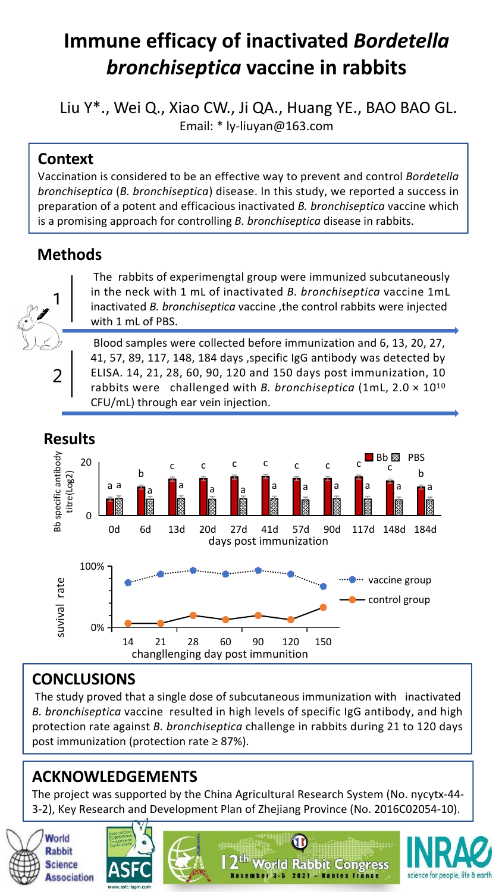# Immune efficacy of inactivated *Bordetella bronchiseptica* vaccine in rabbits

Liu Y*., Wei Q., Xiao CW., Ji QA., Huang YE., BAO BAO GL.

Email: * ly-liuyan@163.com

## Context

Vaccination is considered to be an effective way to prevent and control *Bordetella bronchiseptica* (*B. bronchiseptica*) disease. In this study, we reported a success in preparation of a potent and efficacious inactivated *B. bronchiseptica* vaccine which is a promising approach for controlling *B. bronchiseptica* disease in rabbits.

## Methods

1. The rabbits of experimengtal group were immunized subcutaneously in the neck with 1 mL of inactivated *B. bronchiseptica* vaccine 1mL inactivated *B. bronchiseptica* vaccine ,the control rabbits were injected with 1 mL of PBS.

2. Blood samples were collected before immunization and 6, 13, 20, 27, 41, 57, 89, 117, 148, 184 days ,specific IgG antibody was detected by ELISA. 14, 21, 28, 60, 90, 120 and 150 days post immunization, 10 rabbits were challenged with *B. bronchiseptica* (1mL, $2.0 \times 10^{10}$ CFU/mL) through ear vein injection.

## Results

Bb specific antibody titre(Log2)

20

0

Bb PBS

a a b a c a c a c a c a c a c a c a c a b a

0d 6d 13d 20d 27d 41d 57d 90d 117d 148d 184d

days post immunization

suvival rate

100%

0%

vaccine group

control group

14 21 28 60 90 120 150

changllenging day post immunition

## CONCLUSIONS

The study proved that a single dose of subcutaneous immunization with inactivated *B. bronchiseptica* vaccine resulted in high levels of specific IgG antibody, and high protection rate against *B. bronchiseptica* challenge in rabbits during 21 to 120 days post immunization (protection rate ≥ 87%).

## ACKNOWLEDGEMENTS

The project was supported by the China Agricultural Research System (No. nycytx-44-3-2), Key Research and Development Plan of Zhejiang Province (No. 2016C02054-10).

World Rabbit Science Association

ASFC

12th World Rabbit Congress November 3-5 2021 – Nantes France

INRAE science for people, life & earth